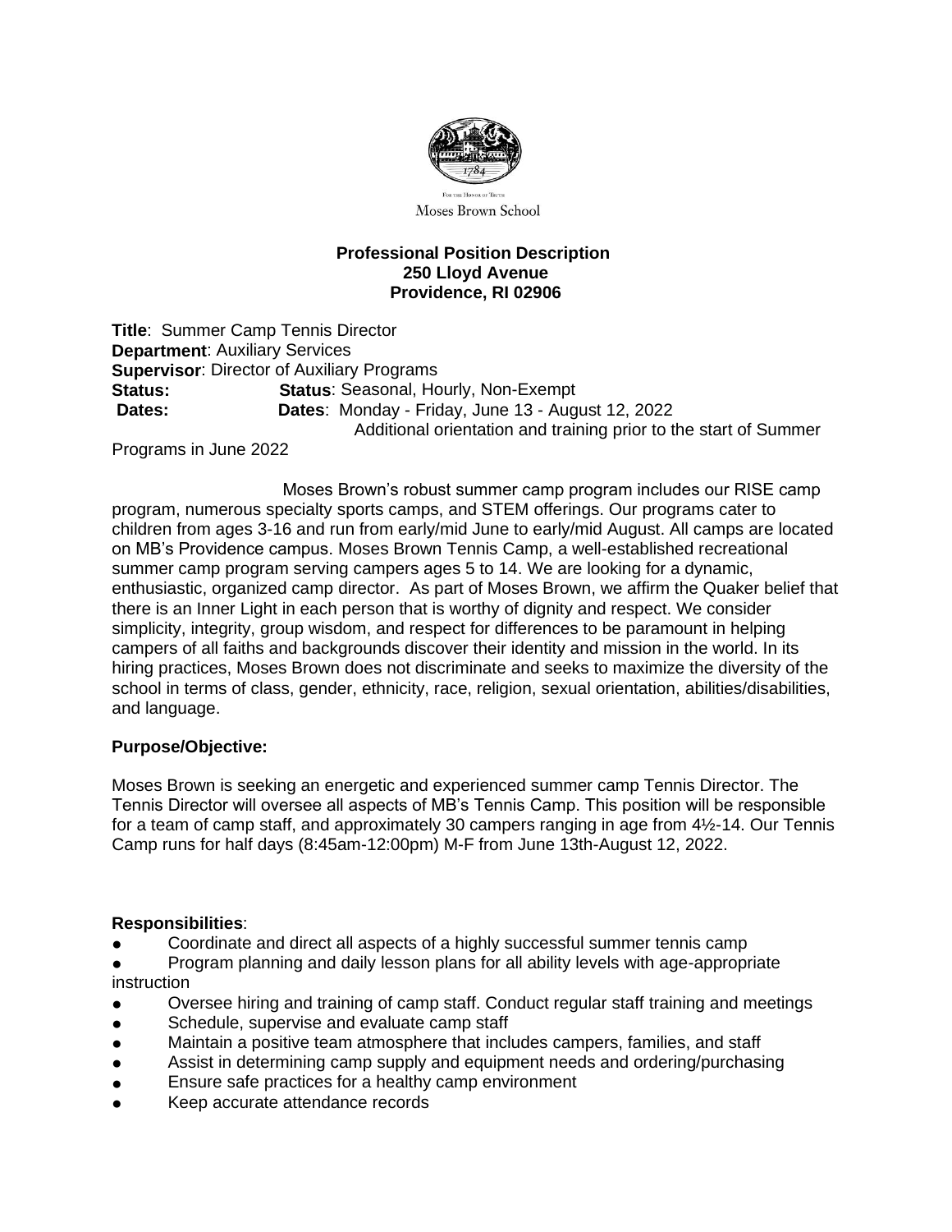For the Honor of Truth

Moses Brown School

**Professional Position Description**
**250 Lloyd Avenue**
**Providence, RI 02906**

**Title**: Summer Camp Tennis Director
**Department**: Auxiliary Services
**Supervisor**: Director of Auxiliary Programs
**Status:** **Status**: Seasonal, Hourly, Non-Exempt
**Dates:** **Dates**: Monday - Friday, June 13 - August 12, 2022
Additional orientation and training prior to the start of Summer Programs in June 2022

Moses Brown's robust summer camp program includes our RISE camp program, numerous specialty sports camps, and STEM offerings. Our programs cater to children from ages 3-16 and run from early/mid June to early/mid August. All camps are located on MB's Providence campus. Moses Brown Tennis Camp, a well-established recreational summer camp program serving campers ages 5 to 14. We are looking for a dynamic, enthusiastic, organized camp director. As part of Moses Brown, we affirm the Quaker belief that there is an Inner Light in each person that is worthy of dignity and respect. We consider simplicity, integrity, group wisdom, and respect for differences to be paramount in helping campers of all faiths and backgrounds discover their identity and mission in the world. In its hiring practices, Moses Brown does not discriminate and seeks to maximize the diversity of the school in terms of class, gender, ethnicity, race, religion, sexual orientation, abilities/disabilities, and language.

**Purpose/Objective:**

Moses Brown is seeking an energetic and experienced summer camp Tennis Director. The Tennis Director will oversee all aspects of MB's Tennis Camp. This position will be responsible for a team of camp staff, and approximately 30 campers ranging in age from 4½-14. Our Tennis Camp runs for half days (8:45am-12:00pm) M-F from June 13th-August 12, 2022.

**Responsibilities**:

- Coordinate and direct all aspects of a highly successful summer tennis camp
- Program planning and daily lesson plans for all ability levels with age-appropriate instruction
- Oversee hiring and training of camp staff. Conduct regular staff training and meetings
- Schedule, supervise and evaluate camp staff
- Maintain a positive team atmosphere that includes campers, families, and staff
- Assist in determining camp supply and equipment needs and ordering/purchasing
- Ensure safe practices for a healthy camp environment
- Keep accurate attendance records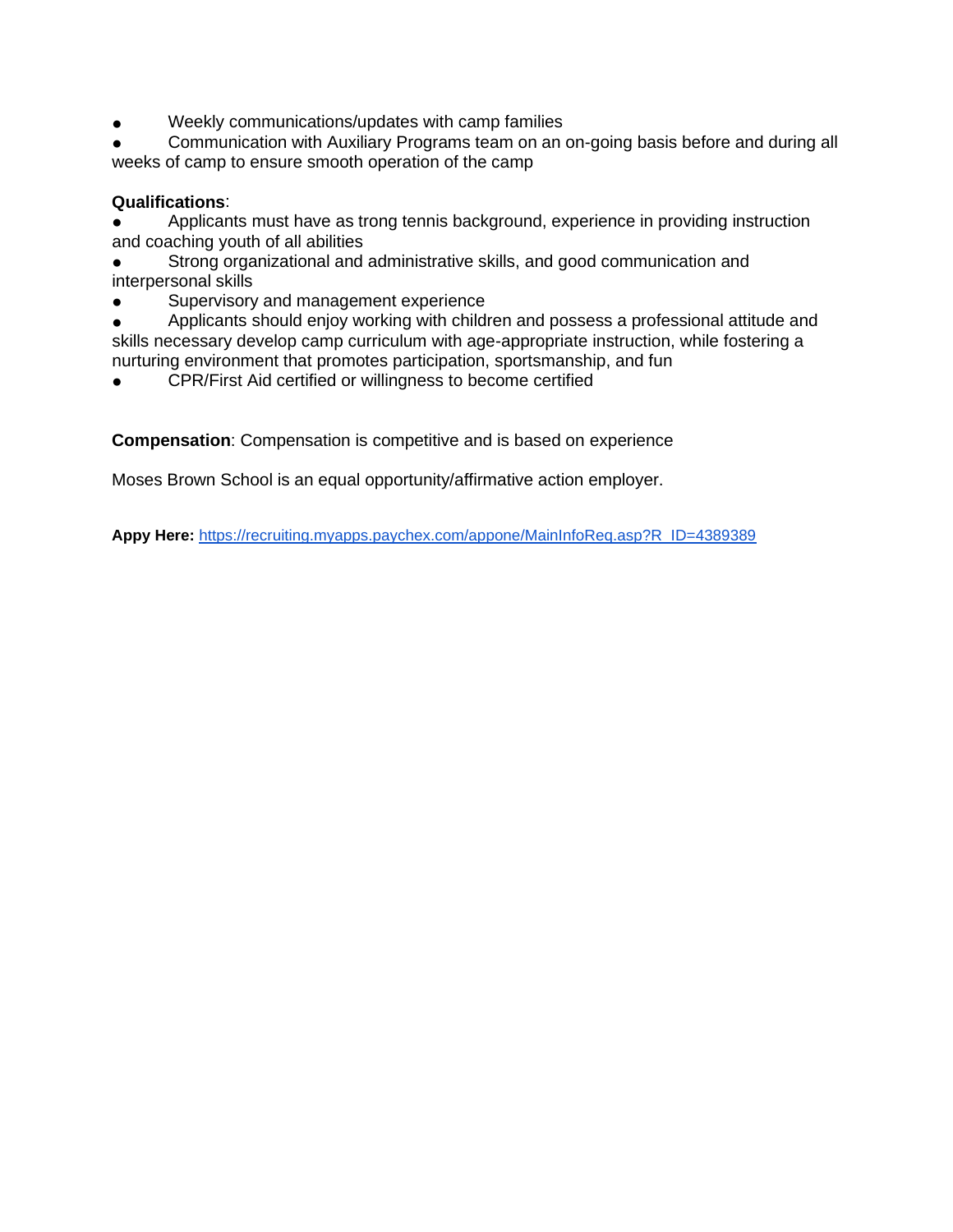- Weekly communications/updates with camp families
- Communication with Auxiliary Programs team on an on-going basis before and during all weeks of camp to ensure smooth operation of the camp

**Qualifications**:

- Applicants must have as trong tennis background, experience in providing instruction and coaching youth of all abilities
- Strong organizational and administrative skills, and good communication and interpersonal skills
- Supervisory and management experience
- Applicants should enjoy working with children and possess a professional attitude and skills necessary develop camp curriculum with age-appropriate instruction, while fostering a nurturing environment that promotes participation, sportsmanship, and fun
- CPR/First Aid certified or willingness to become certified

**Compensation**: Compensation is competitive and is based on experience

Moses Brown School is an equal opportunity/affirmative action employer.

**Appy Here:** [https://recruiting.myapps.paychex.com/appone/MainInfoReq.asp?R_ID=4389389](https://recruiting.myapps.paychex.com/appone/MainInfoReq.asp?R_ID=4389389)